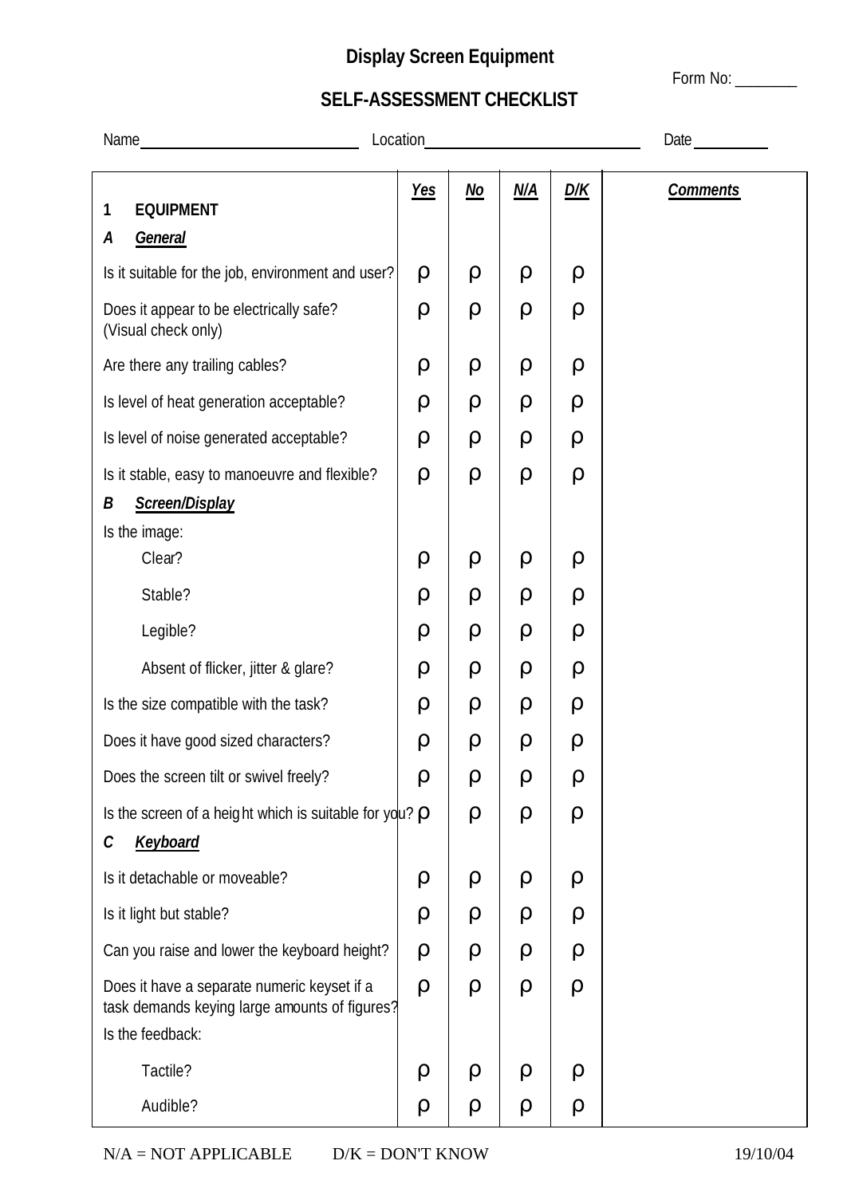# Display Screen Equipment

Form No: ________

## SELF-ASSESSMENT CHECKLIST

Name____________________________ Location____________________________ Date__________

| **1 EQUIPMENT** | ***Yes*** | ***No*** | ***N/A*** | ***D/K*** | ***Comments*** |
|---|---|---|---|---|---|
| ***A General*** | | | | | |
| Is it suitable for the job, environment and user? | ρ | ρ | ρ | ρ | |
| Does it appear to be electrically safe? (Visual check only) | ρ | ρ | ρ | ρ | |
| Are there any trailing cables? | ρ | ρ | ρ | ρ | |
| Is level of heat generation acceptable? | ρ | ρ | ρ | ρ | |
| Is level of noise generated acceptable? | ρ | ρ | ρ | ρ | |
| Is it stable, easy to manoeuvre and flexible? | ρ | ρ | ρ | ρ | |
| ***B Screen/Display*** | | | | | |
| Is the image: | | | | | |
| Clear? | ρ | ρ | ρ | ρ | |
| Stable? | ρ | ρ | ρ | ρ | |
| Legible? | ρ | ρ | ρ | ρ | |
| Absent of flicker, jitter & glare? | ρ | ρ | ρ | ρ | |
| Is the size compatible with the task? | ρ | ρ | ρ | ρ | |
| Does it have good sized characters? | ρ | ρ | ρ | ρ | |
| Does the screen tilt or swivel freely? | ρ | ρ | ρ | ρ | |
| Is the screen of a height which is suitable for you? | ρ | ρ | ρ | ρ | |
| ***C Keyboard*** | | | | | |
| Is it detachable or moveable? | ρ | ρ | ρ | ρ | |
| Is it light but stable? | ρ | ρ | ρ | ρ | |
| Can you raise and lower the keyboard height? | ρ | ρ | ρ | ρ | |
| Does it have a separate numeric keyset if a task demands keying large amounts of figures? | ρ | ρ | ρ | ρ | |
| Is the feedback: | | | | | |
| Tactile? | ρ | ρ | ρ | ρ | |
| Audible? | ρ | ρ | ρ | ρ | |

N/A = NOT APPLICABLE D/K = DON'T KNOW 19/10/04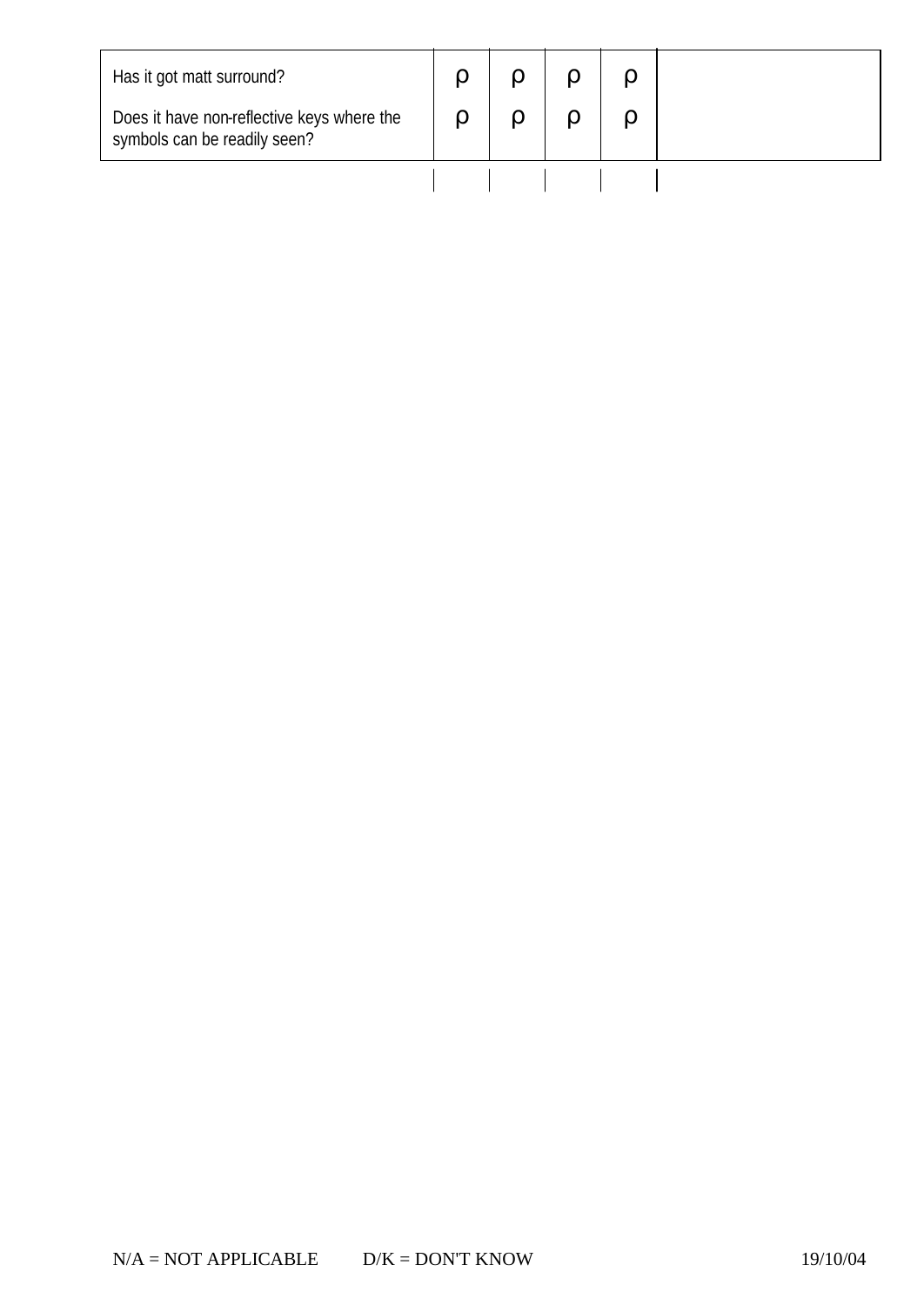| | | | | | |
|---|---|---|---|---|---|
| Has it got matt surround? | ρ | ρ | ρ | ρ | |
| Does it have non-reflective keys where the symbols can be readily seen? | ρ | ρ | ρ | ρ | |

N/A = NOT APPLICABLE D/K = DON'T KNOW 19/10/04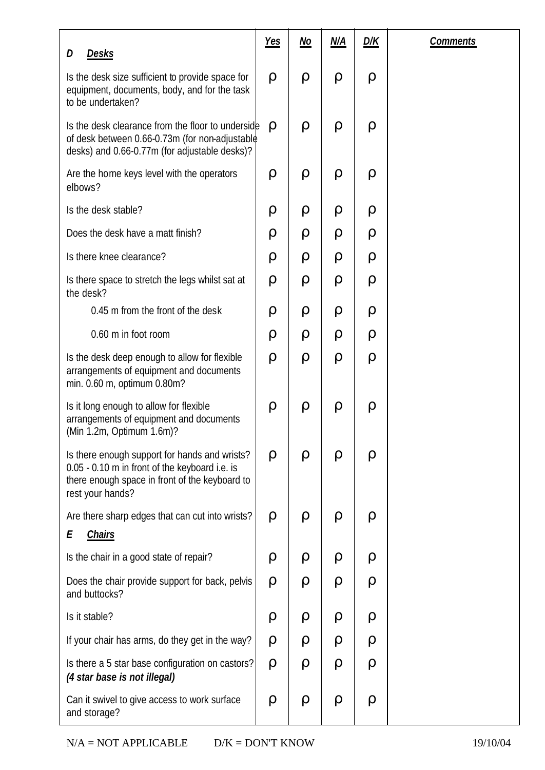| **D** ***Desks*** | ***Yes*** | ***No*** | ***N/A*** | ***D/K*** | ***Comments*** |
|---|---|---|---|---|---|
| Is the desk size sufficient to provide space for equipment, documents, body, and for the task to be undertaken? | ρ | ρ | ρ | ρ | |
| Is the desk clearance from the floor to underside of desk between 0.66-0.73m (for non-adjustable desks) and 0.66-0.77m (for adjustable desks)? | ρ | ρ | ρ | ρ | |
| Are the home keys level with the operators elbows? | ρ | ρ | ρ | ρ | |
| Is the desk stable? | ρ | ρ | ρ | ρ | |
| Does the desk have a matt finish? | ρ | ρ | ρ | ρ | |
| Is there knee clearance? | ρ | ρ | ρ | ρ | |
| Is there space to stretch the legs whilst sat at the desk? | ρ | ρ | ρ | ρ | |
| 0.45 m from the front of the desk | ρ | ρ | ρ | ρ | |
| 0.60 m in foot room | ρ | ρ | ρ | ρ | |
| Is the desk deep enough to allow for flexible arrangements of equipment and documents min. 0.60 m, optimum 0.80m? | ρ | ρ | ρ | ρ | |
| Is it long enough to allow for flexible arrangements of equipment and documents (Min 1.2m, Optimum 1.6m)? | ρ | ρ | ρ | ρ | |
| Is there enough support for hands and wrists? 0.05 - 0.10 m in front of the keyboard i.e. is there enough space in front of the keyboard to rest your hands? | ρ | ρ | ρ | ρ | |
| Are there sharp edges that can cut into wrists? | ρ | ρ | ρ | ρ | |
| **E** ***Chairs*** | | | | | |
| Is the chair in a good state of repair? | ρ | ρ | ρ | ρ | |
| Does the chair provide support for back, pelvis and buttocks? | ρ | ρ | ρ | ρ | |
| Is it stable? | ρ | ρ | ρ | ρ | |
| If your chair has arms, do they get in the way? | ρ | ρ | ρ | ρ | |
| Is there a 5 star base configuration on castors? ***(4 star base is not illegal)*** | ρ | ρ | ρ | ρ | |
| Can it swivel to give access to work surface and storage? | ρ | ρ | ρ | ρ | |

N/A = NOT APPLICABLE D/K = DON'T KNOW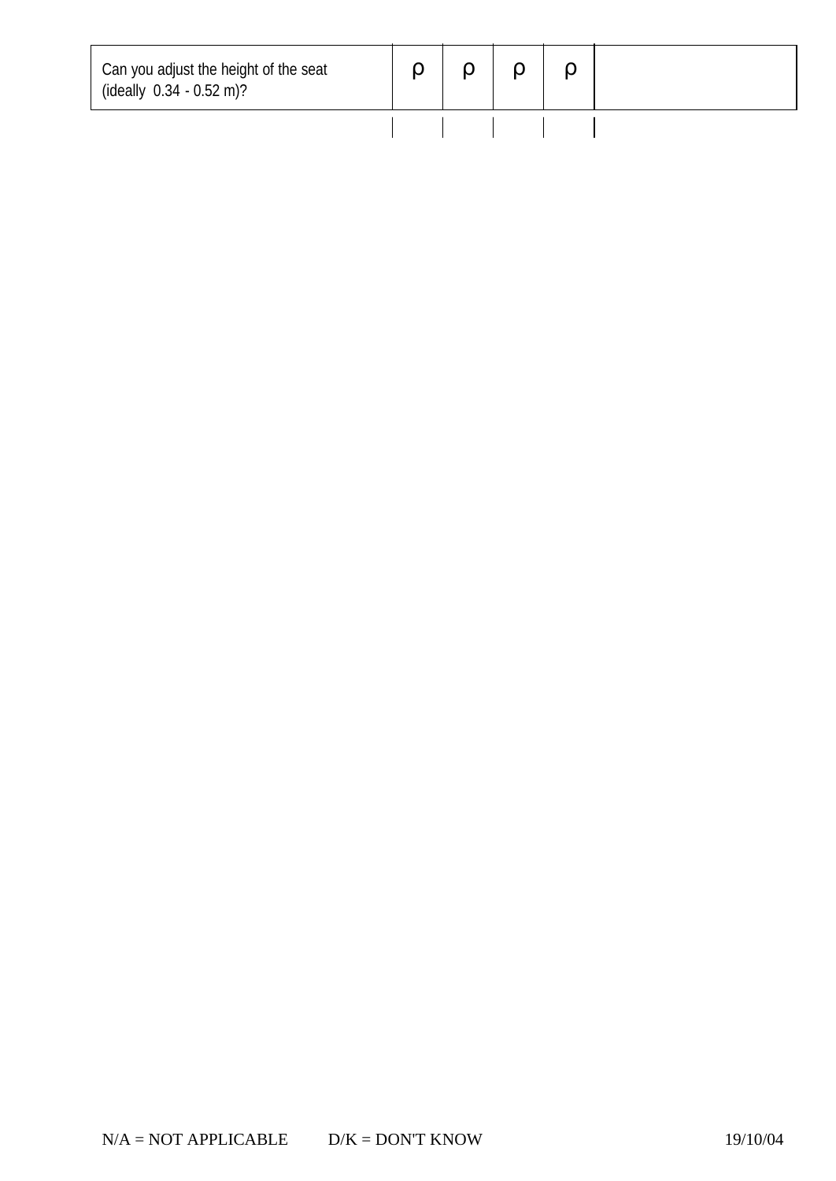| Can you adjust the height of the seat (ideally 0.34 - 0.52 m)? | ρ | ρ | ρ | ρ | |
| --- | --- | --- | --- | --- | --- |

N/A = NOT APPLICABLE D/K = DON'T KNOW 19/10/04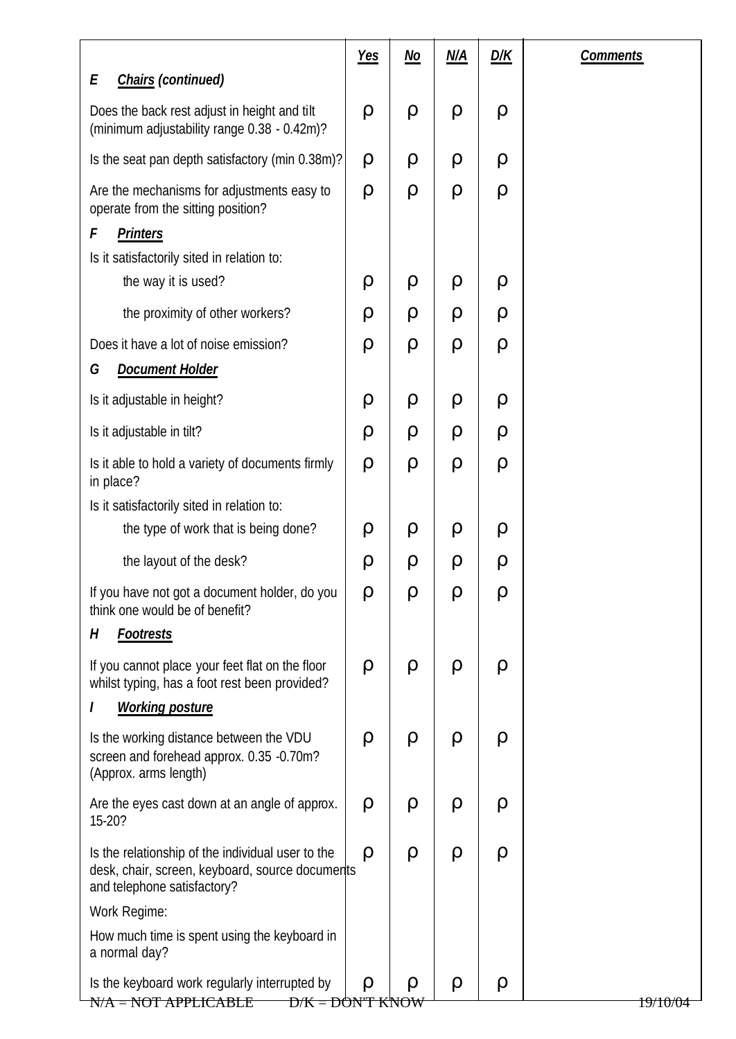| | Yes | No | N/A | D/K | Comments |
|---|---|---|---|---|---|
| **E *Chairs (continued)*** | | | | | |
| Does the back rest adjust in height and tilt (minimum adjustability range 0.38 - 0.42m)? | ρ | ρ | ρ | ρ | |
| Is the seat pan depth satisfactory (min 0.38m)? | ρ | ρ | ρ | ρ | |
| Are the mechanisms for adjustments easy to operate from the sitting position? | ρ | ρ | ρ | ρ | |
| **F *Printers*** | | | | | |
| Is it satisfactorily sited in relation to: | | | | | |
| the way it is used? | ρ | ρ | ρ | ρ | |
| the proximity of other workers? | ρ | ρ | ρ | ρ | |
| Does it have a lot of noise emission? | ρ | ρ | ρ | ρ | |
| **G *Document Holder*** | | | | | |
| Is it adjustable in height? | ρ | ρ | ρ | ρ | |
| Is it adjustable in tilt? | ρ | ρ | ρ | ρ | |
| Is it able to hold a variety of documents firmly in place? | ρ | ρ | ρ | ρ | |
| Is it satisfactorily sited in relation to: | | | | | |
| the type of work that is being done? | ρ | ρ | ρ | ρ | |
| the layout of the desk? | ρ | ρ | ρ | ρ | |
| If you have not got a document holder, do you think one would be of benefit? | ρ | ρ | ρ | ρ | |
| **H *Footrests*** | | | | | |
| If you cannot place your feet flat on the floor whilst typing, has a foot rest been provided? | ρ | ρ | ρ | ρ | |
| **I *Working posture*** | | | | | |
| Is the working distance between the VDU screen and forehead approx. 0.35 -0.70m? (Approx. arms length) | ρ | ρ | ρ | ρ | |
| Are the eyes cast down at an angle of approx. 15-20? | ρ | ρ | ρ | ρ | |
| Is the relationship of the individual user to the desk, chair, screen, keyboard, source documents and telephone satisfactory? | ρ | ρ | ρ | ρ | |
| Work Regime: | | | | | |
| How much time is spent using the keyboard in a normal day? | | | | | |
| Is the keyboard work regularly interrupted by | ρ | ρ | ρ | ρ | |

N/A = NOT APPLICABLE D/K = DON'T KNOW 19/10/04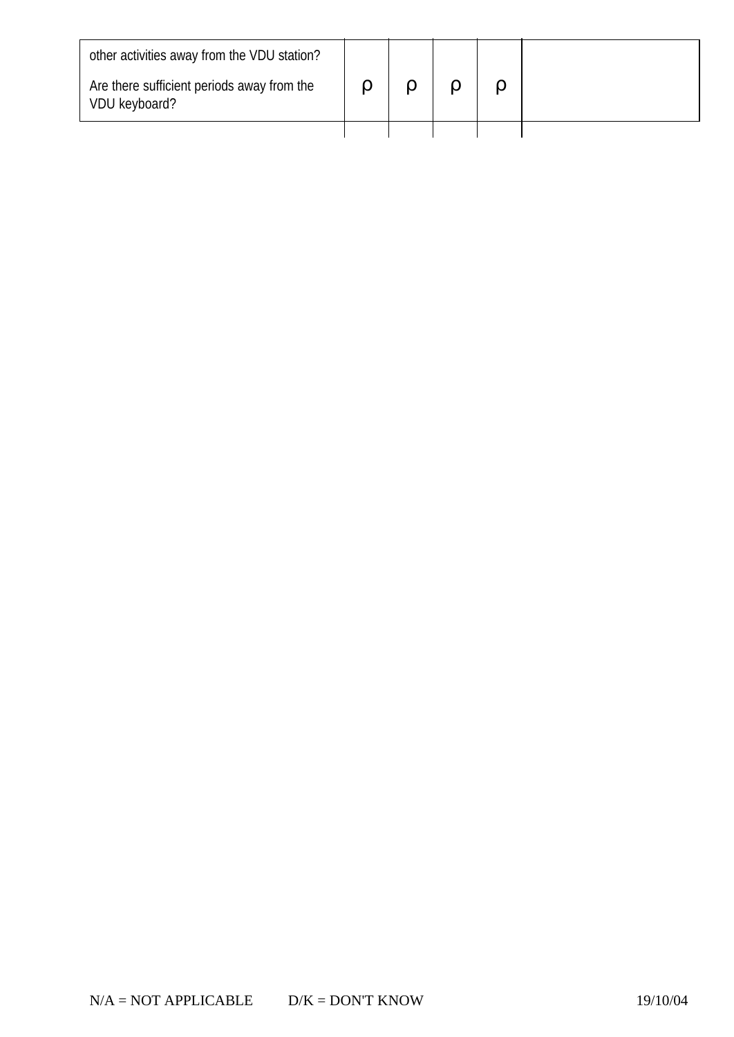| | | | | | |
|---|---|---|---|---|---|
| other activities away from the VDU station?<br><br>Are there sufficient periods away from the VDU keyboard? | ρ | ρ | ρ | ρ | |

N/A = NOT APPLICABLE D/K = DON'T KNOW 19/10/04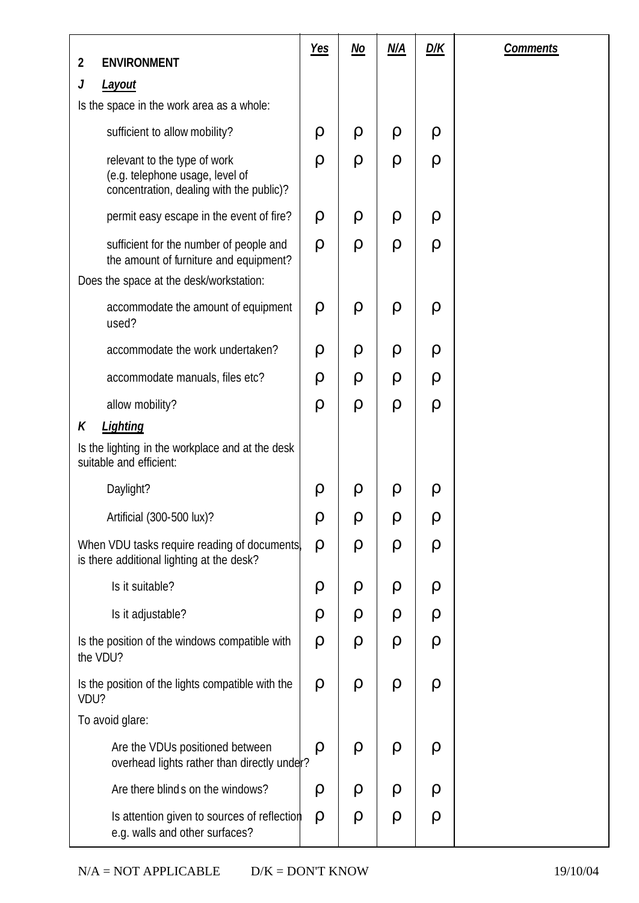| 2 ENVIRONMENT | Yes | No | N/A | D/K | Comments |
| --- | --- | --- | --- | --- | --- |
| ***J Layout*** | | | | | |
| Is the space in the work area as a whole: | | | | | |
| sufficient to allow mobility? | ρ | ρ | ρ | ρ | |
| relevant to the type of work (e.g. telephone usage, level of concentration, dealing with the public)? | ρ | ρ | ρ | ρ | |
| permit easy escape in the event of fire? | ρ | ρ | ρ | ρ | |
| sufficient for the number of people and the amount of furniture and equipment? | ρ | ρ | ρ | ρ | |
| Does the space at the desk/workstation: | | | | | |
| accommodate the amount of equipment used? | ρ | ρ | ρ | ρ | |
| accommodate the work undertaken? | ρ | ρ | ρ | ρ | |
| accommodate manuals, files etc? | ρ | ρ | ρ | ρ | |
| allow mobility? | ρ | ρ | ρ | ρ | |
| ***K Lighting*** | | | | | |
| Is the lighting in the workplace and at the desk suitable and efficient: | | | | | |
| Daylight? | ρ | ρ | ρ | ρ | |
| Artificial (300-500 lux)? | ρ | ρ | ρ | ρ | |
| When VDU tasks require reading of documents, is there additional lighting at the desk? | ρ | ρ | ρ | ρ | |
| Is it suitable? | ρ | ρ | ρ | ρ | |
| Is it adjustable? | ρ | ρ | ρ | ρ | |
| Is the position of the windows compatible with the VDU? | ρ | ρ | ρ | ρ | |
| Is the position of the lights compatible with the VDU? | ρ | ρ | ρ | ρ | |
| To avoid glare: | | | | | |
| Are the VDUs positioned between overhead lights rather than directly under? | ρ | ρ | ρ | ρ | |
| Are there blinds on the windows? | ρ | ρ | ρ | ρ | |
| Is attention given to sources of reflection e.g. walls and other surfaces? | ρ | ρ | ρ | ρ | |

N/A = NOT APPLICABLE D/K = DON'T KNOW 19/10/04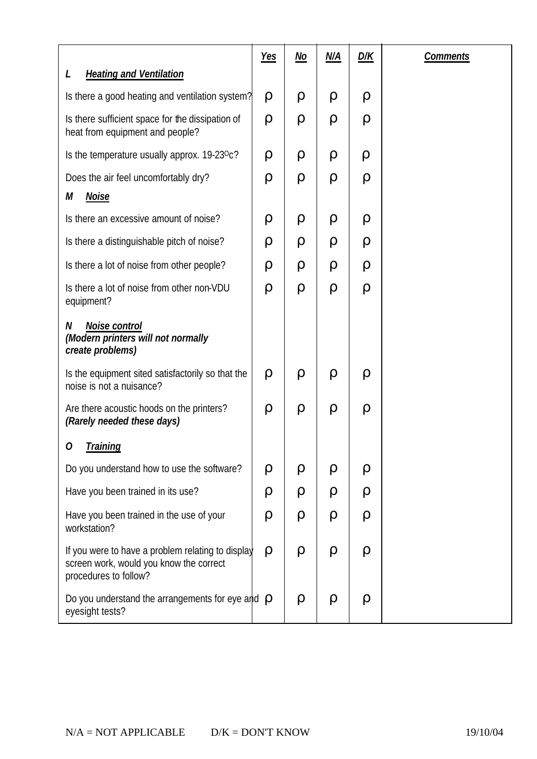| | *Yes* | *No* | *N/A* | *D/K* | *Comments* |
|---|---|---|---|---|---|
| ***L Heating and Ventilation*** | | | | | |
| Is there a good heating and ventilation system? | ρ | ρ | ρ | ρ | |
| Is there sufficient space for the dissipation of heat from equipment and people? | ρ | ρ | ρ | ρ | |
| Is the temperature usually approx. 19-23$^{o}$c? | ρ | ρ | ρ | ρ | |
| Does the air feel uncomfortably dry? | ρ | ρ | ρ | ρ | |
| ***M Noise*** | | | | | |
| Is there an excessive amount of noise? | ρ | ρ | ρ | ρ | |
| Is there a distinguishable pitch of noise? | ρ | ρ | ρ | ρ | |
| Is there a lot of noise from other people? | ρ | ρ | ρ | ρ | |
| Is there a lot of noise from other non-VDU equipment? | ρ | ρ | ρ | ρ | |
| ***N Noise control*** ***(Modern printers will not normally create problems)*** | | | | | |
| Is the equipment sited satisfactorily so that the noise is not a nuisance? | ρ | ρ | ρ | ρ | |
| Are there acoustic hoods on the printers? ***(Rarely needed these days)*** | ρ | ρ | ρ | ρ | |
| ***O Training*** | | | | | |
| Do you understand how to use the software? | ρ | ρ | ρ | ρ | |
| Have you been trained in its use? | ρ | ρ | ρ | ρ | |
| Have you been trained in the use of your workstation? | ρ | ρ | ρ | ρ | |
| If you were to have a problem relating to display screen work, would you know the correct procedures to follow? | ρ | ρ | ρ | ρ | |
| Do you understand the arrangements for eye and eyesight tests? | ρ | ρ | ρ | ρ | |

N/A = NOT APPLICABLE D/K = DON'T KNOW 19/10/04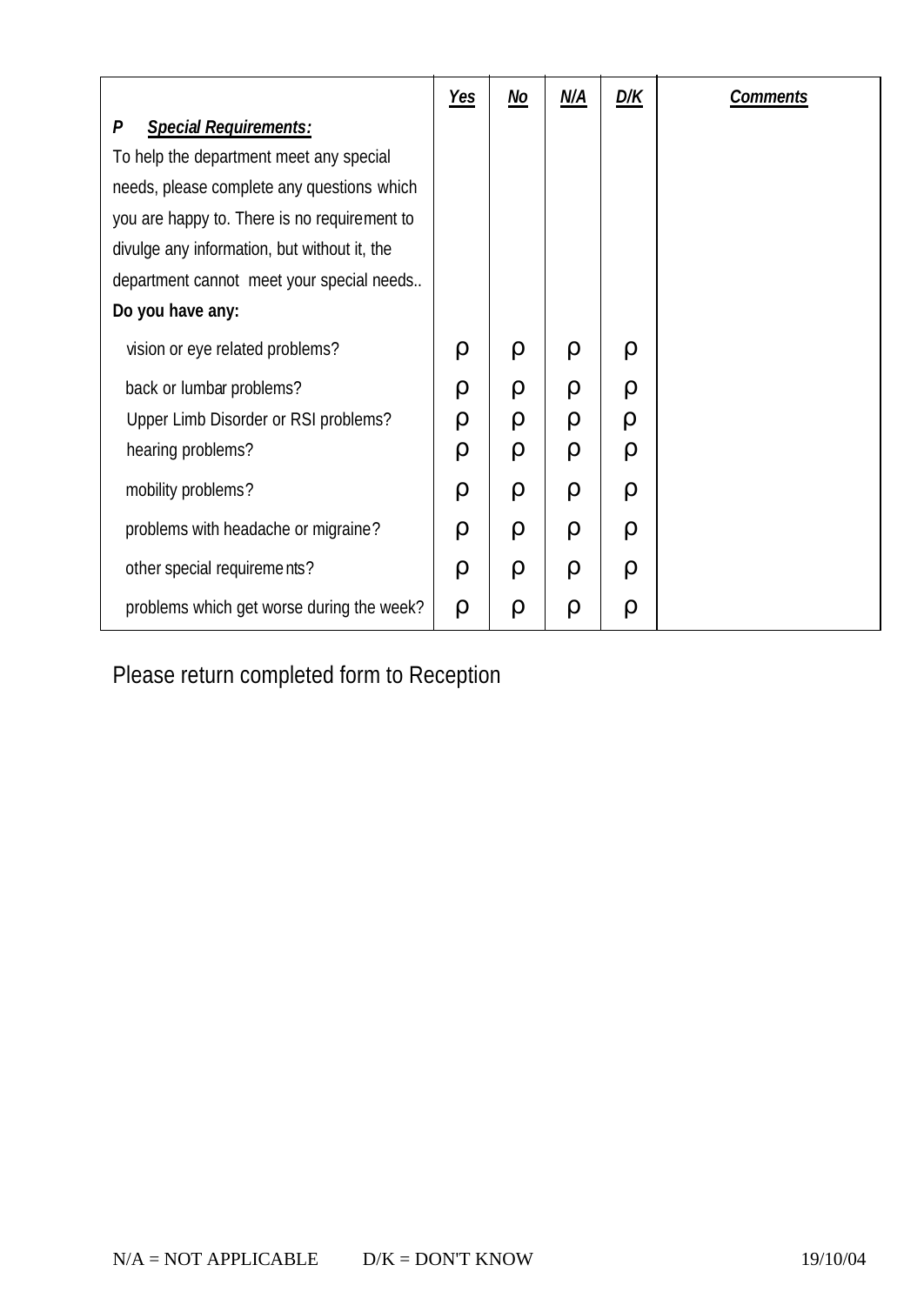| | Yes | No | N/A | D/K | Comments |
|---|---|---|---|---|---|
| ***P*** ***Special Requirements:*** | | | | | |
| To help the department meet any special needs, please complete any questions which you are happy to. There is no requirement to divulge any information, but without it, the department cannot meet your special needs.. | | | | | |
| **Do you have any:** | | | | | |
| vision or eye related problems? | ρ | ρ | ρ | ρ | |
| back or lumbar problems? | ρ | ρ | ρ | ρ | |
| Upper Limb Disorder or RSI problems? | ρ | ρ | ρ | ρ | |
| hearing problems? | ρ | ρ | ρ | ρ | |
| mobility problems? | ρ | ρ | ρ | ρ | |
| problems with headache or migraine? | ρ | ρ | ρ | ρ | |
| other special requirements? | ρ | ρ | ρ | ρ | |
| problems which get worse during the week? | ρ | ρ | ρ | ρ | |

Please return completed form to Reception

N/A = NOT APPLICABLE D/K = DON'T KNOW 19/10/04